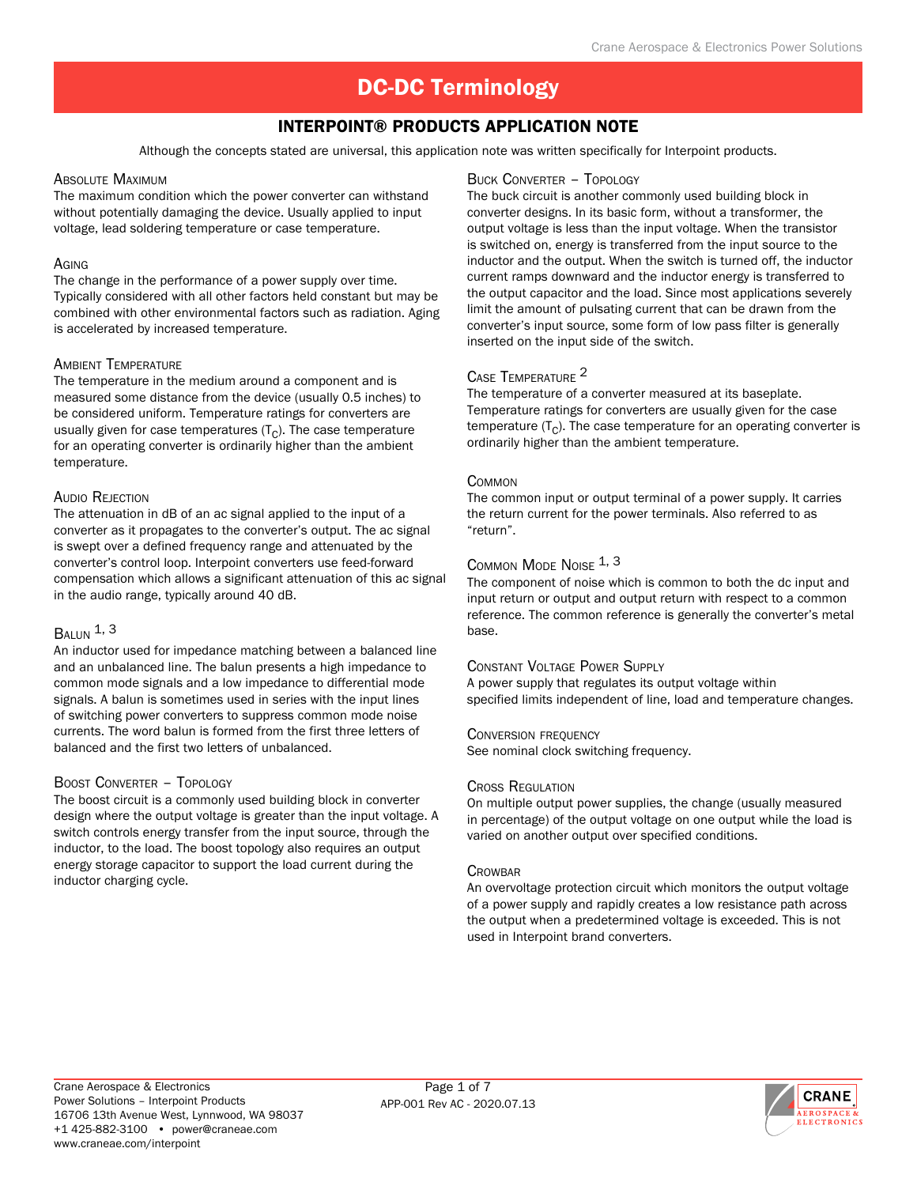# DC-DC Terminology

## INTERPOINT® PRODUCTS APPLICATION NOTE

Although the concepts stated are universal, this application note was written specifically for Interpoint products.

### Absolute Maximum

The maximum condition which the power converter can withstand without potentially damaging the device. Usually applied to input voltage, lead soldering temperature or case temperature.

### Aging

The change in the performance of a power supply over time. Typically considered with all other factors held constant but may be combined with other environmental factors such as radiation. Aging is accelerated by increased temperature.

### Ambient Temperature

The temperature in the medium around a component and is measured some distance from the device (usually 0.5 inches) to be considered uniform. Temperature ratings for converters are usually given for case temperatures ($T_C$). The case temperature for an operating converter is ordinarily higher than the ambient temperature.

### Audio Rejection

The attenuation in dB of an ac signal applied to the input of a converter as it propagates to the converter's output. The ac signal is swept over a defined frequency range and attenuated by the converter's control loop. Interpoint converters use feed-forward compensation which allows a significant attenuation of this ac signal in the audio range, typically around 40 dB.

### Balun [1, 3]

An inductor used for impedance matching between a balanced line and an unbalanced line. The balun presents a high impedance to common mode signals and a low impedance to differential mode signals. A balun is sometimes used in series with the input lines of switching power converters to suppress common mode noise currents. The word balun is formed from the first three letters of balanced and the first two letters of unbalanced.

### Boost Converter – Topology

The boost circuit is a commonly used building block in converter design where the output voltage is greater than the input voltage. A switch controls energy transfer from the input source, through the inductor, to the load. The boost topology also requires an output energy storage capacitor to support the load current during the inductor charging cycle.

### Buck Converter – Topology

The buck circuit is another commonly used building block in converter designs. In its basic form, without a transformer, the output voltage is less than the input voltage. When the transistor is switched on, energy is transferred from the input source to the inductor and the output. When the switch is turned off, the inductor current ramps downward and the inductor energy is transferred to the output capacitor and the load. Since most applications severely limit the amount of pulsating current that can be drawn from the converter's input source, some form of low pass filter is generally inserted on the input side of the switch.

### Case Temperature [2]

The temperature of a converter measured at its baseplate. Temperature ratings for converters are usually given for the case temperature ($T_C$). The case temperature for an operating converter is ordinarily higher than the ambient temperature.

### Common

The common input or output terminal of a power supply. It carries the return current for the power terminals. Also referred to as "return".

### Common Mode Noise [1, 3]

The component of noise which is common to both the dc input and input return or output and output return with respect to a common reference. The common reference is generally the converter's metal base.

### Constant Voltage Power Supply

A power supply that regulates its output voltage within specified limits independent of line, load and temperature changes.

### Conversion frequency

See nominal clock switching frequency.

### Cross Regulation

On multiple output power supplies, the change (usually measured in percentage) of the output voltage on one output while the load is varied on another output over specified conditions.

### Crowbar

An overvoltage protection circuit which monitors the output voltage of a power supply and rapidly creates a low resistance path across the output when a predetermined voltage is exceeded. This is not used in Interpoint brand converters.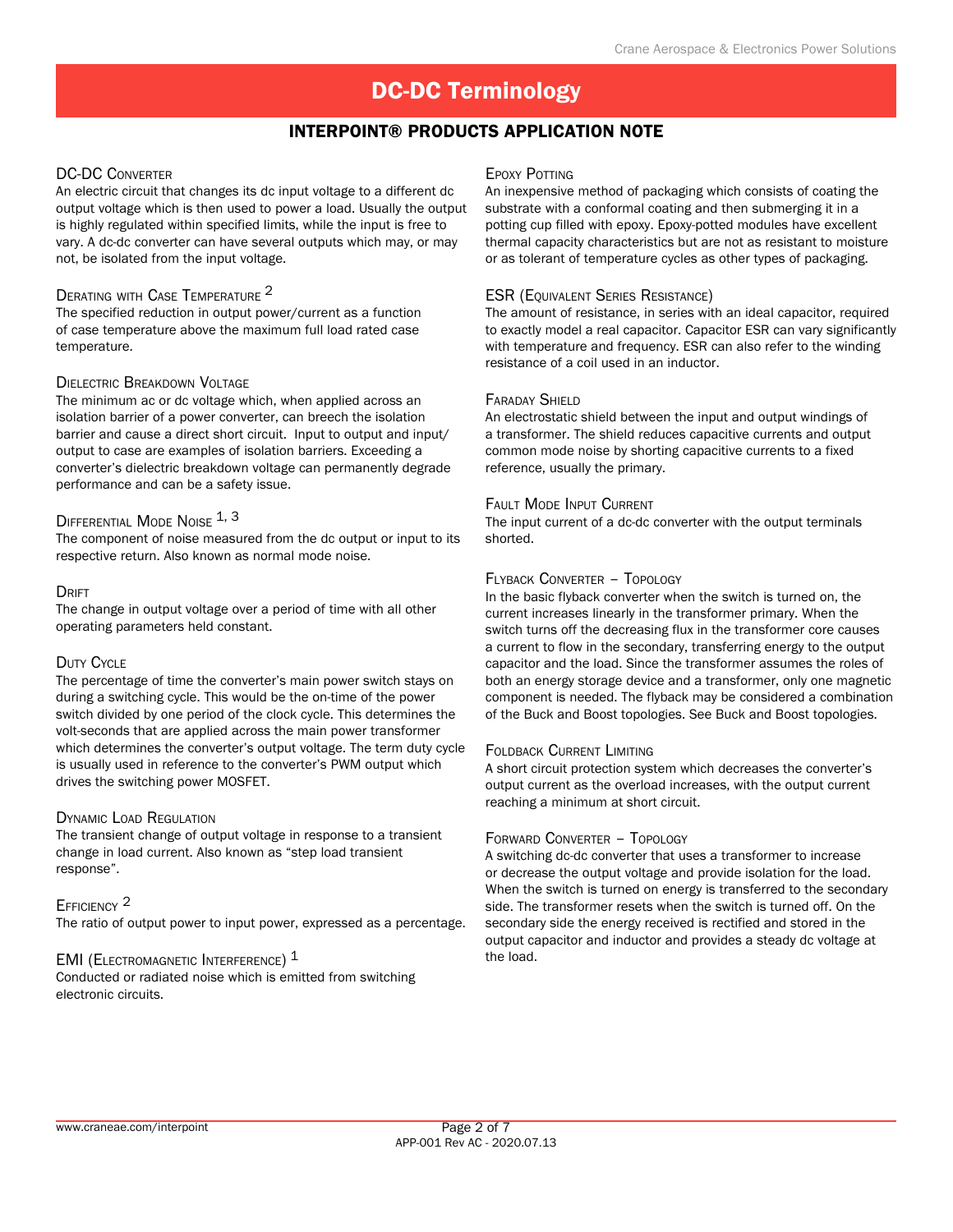# DC-DC Terminology

## INTERPOINT® PRODUCTS APPLICATION NOTE

### DC-DC Converter
An electric circuit that changes its dc input voltage to a different dc output voltage which is then used to power a load. Usually the output is highly regulated within specified limits, while the input is free to vary. A dc-dc converter can have several outputs which may, or may not, be isolated from the input voltage.

### Derating with Case Temperature [2]
The specified reduction in output power/current as a function of case temperature above the maximum full load rated case temperature.

### Dielectric Breakdown Voltage
The minimum ac or dc voltage which, when applied across an isolation barrier of a power converter, can breech the isolation barrier and cause a direct short circuit. Input to output and input/output to case are examples of isolation barriers. Exceeding a converter's dielectric breakdown voltage can permanently degrade performance and can be a safety issue.

### Differential Mode Noise [1, 3]
The component of noise measured from the dc output or input to its respective return. Also known as normal mode noise.

### Drift
The change in output voltage over a period of time with all other operating parameters held constant.

### Duty Cycle
The percentage of time the converter's main power switch stays on during a switching cycle. This would be the on-time of the power switch divided by one period of the clock cycle. This determines the volt-seconds that are applied across the main power transformer which determines the converter's output voltage. The term duty cycle is usually used in reference to the converter's PWM output which drives the switching power MOSFET.

### Dynamic Load Regulation
The transient change of output voltage in response to a transient change in load current. Also known as "step load transient response".

### Efficiency [2]
The ratio of output power to input power, expressed as a percentage.

### EMI (Electromagnetic Interference) [1]
Conducted or radiated noise which is emitted from switching electronic circuits.

### Epoxy Potting
An inexpensive method of packaging which consists of coating the substrate with a conformal coating and then submerging it in a potting cup filled with epoxy. Epoxy-potted modules have excellent thermal capacity characteristics but are not as resistant to moisture or as tolerant of temperature cycles as other types of packaging.

### ESR (Equivalent Series Resistance)
The amount of resistance, in series with an ideal capacitor, required to exactly model a real capacitor. Capacitor ESR can vary significantly with temperature and frequency. ESR can also refer to the winding resistance of a coil used in an inductor.

### Faraday Shield
An electrostatic shield between the input and output windings of a transformer. The shield reduces capacitive currents and output common mode noise by shorting capacitive currents to a fixed reference, usually the primary.

### Fault Mode Input Current
The input current of a dc-dc converter with the output terminals shorted.

### Flyback Converter – Topology
In the basic flyback converter when the switch is turned on, the current increases linearly in the transformer primary. When the switch turns off the decreasing flux in the transformer core causes a current to flow in the secondary, transferring energy to the output capacitor and the load. Since the transformer assumes the roles of both an energy storage device and a transformer, only one magnetic component is needed. The flyback may be considered a combination of the Buck and Boost topologies. See Buck and Boost topologies.

### Foldback Current Limiting
A short circuit protection system which decreases the converter's output current as the overload increases, with the output current reaching a minimum at short circuit.

### Forward Converter – Topology
A switching dc-dc converter that uses a transformer to increase or decrease the output voltage and provide isolation for the load. When the switch is turned on energy is transferred to the secondary side. The transformer resets when the switch is turned off. On the secondary side the energy received is rectified and stored in the output capacitor and inductor and provides a steady dc voltage at the load.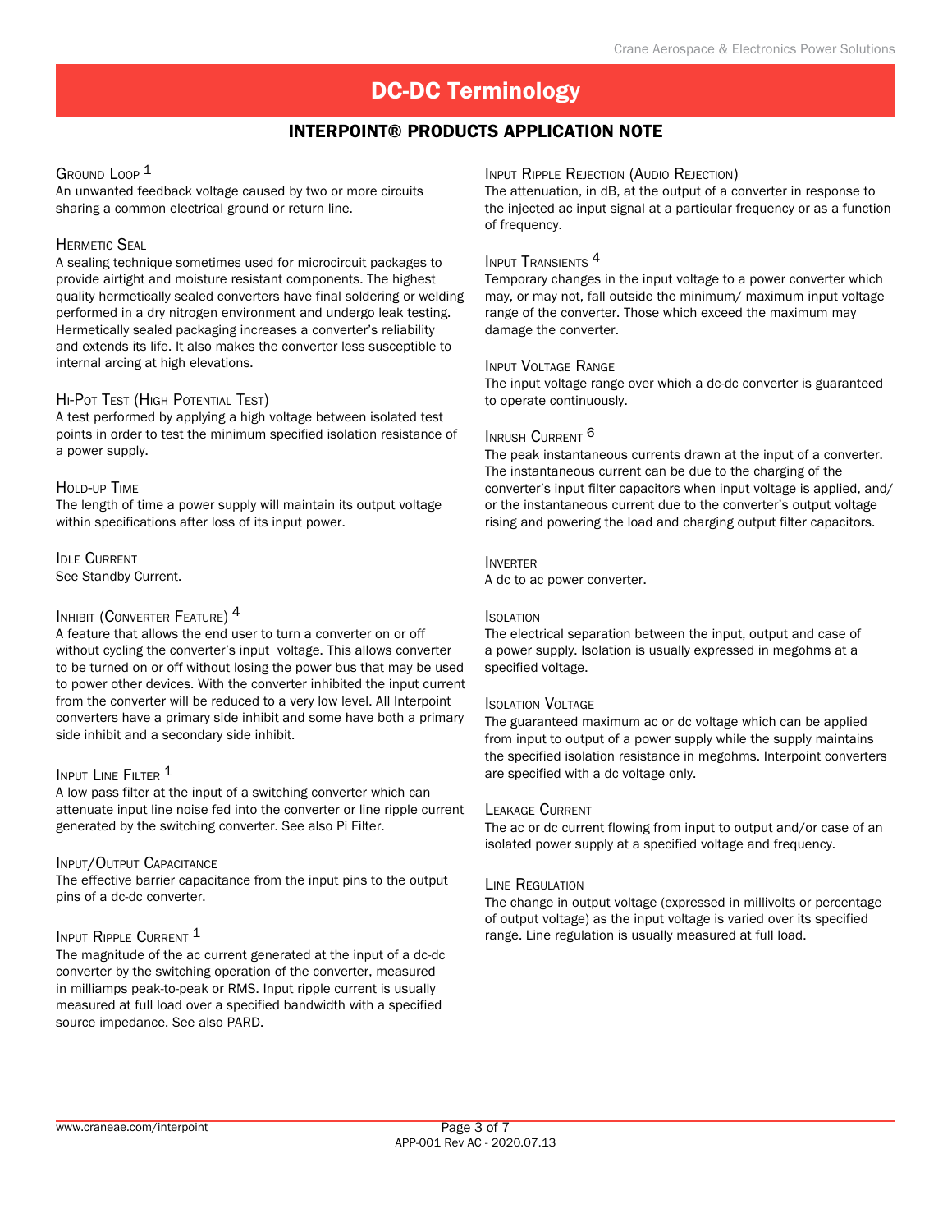# DC-DC Terminology

## INTERPOINT® PRODUCTS APPLICATION NOTE

### Ground Loop [1]

An unwanted feedback voltage caused by two or more circuits sharing a common electrical ground or return line.

### Hermetic Seal

A sealing technique sometimes used for microcircuit packages to provide airtight and moisture resistant components. The highest quality hermetically sealed converters have final soldering or welding performed in a dry nitrogen environment and undergo leak testing. Hermetically sealed packaging increases a converter's reliability and extends its life. It also makes the converter less susceptible to internal arcing at high elevations.

### Hi-Pot Test (High Potential Test)

A test performed by applying a high voltage between isolated test points in order to test the minimum specified isolation resistance of a power supply.

### Hold-up Time

The length of time a power supply will maintain its output voltage within specifications after loss of its input power.

### Idle Current

See Standby Current.

### Inhibit (Converter Feature) [4]

A feature that allows the end user to turn a converter on or off without cycling the converter's input voltage. This allows converter to be turned on or off without losing the power bus that may be used to power other devices. With the converter inhibited the input current from the converter will be reduced to a very low level. All Interpoint converters have a primary side inhibit and some have both a primary side inhibit and a secondary side inhibit.

### Input Line Filter [1]

A low pass filter at the input of a switching converter which can attenuate input line noise fed into the converter or line ripple current generated by the switching converter. See also Pi Filter.

### Input/Output Capacitance

The effective barrier capacitance from the input pins to the output pins of a dc-dc converter.

### Input Ripple Current [1]

The magnitude of the ac current generated at the input of a dc-dc converter by the switching operation of the converter, measured in milliamps peak-to-peak or RMS. Input ripple current is usually measured at full load over a specified bandwidth with a specified source impedance. See also PARD.

### Input Ripple Rejection (Audio Rejection)

The attenuation, in dB, at the output of a converter in response to the injected ac input signal at a particular frequency or as a function of frequency.

### Input Transients [4]

Temporary changes in the input voltage to a power converter which may, or may not, fall outside the minimum/ maximum input voltage range of the converter. Those which exceed the maximum may damage the converter.

### Input Voltage Range

The input voltage range over which a dc-dc converter is guaranteed to operate continuously.

### Inrush Current [6]

The peak instantaneous currents drawn at the input of a converter. The instantaneous current can be due to the charging of the converter's input filter capacitors when input voltage is applied, and/ or the instantaneous current due to the converter's output voltage rising and powering the load and charging output filter capacitors.

### Inverter

A dc to ac power converter.

### Isolation

The electrical separation between the input, output and case of a power supply. Isolation is usually expressed in megohms at a specified voltage.

### Isolation Voltage

The guaranteed maximum ac or dc voltage which can be applied from input to output of a power supply while the supply maintains the specified isolation resistance in megohms. Interpoint converters are specified with a dc voltage only.

### Leakage Current

The ac or dc current flowing from input to output and/or case of an isolated power supply at a specified voltage and frequency.

### Line Regulation

The change in output voltage (expressed in millivolts or percentage of output voltage) as the input voltage is varied over its specified range. Line regulation is usually measured at full load.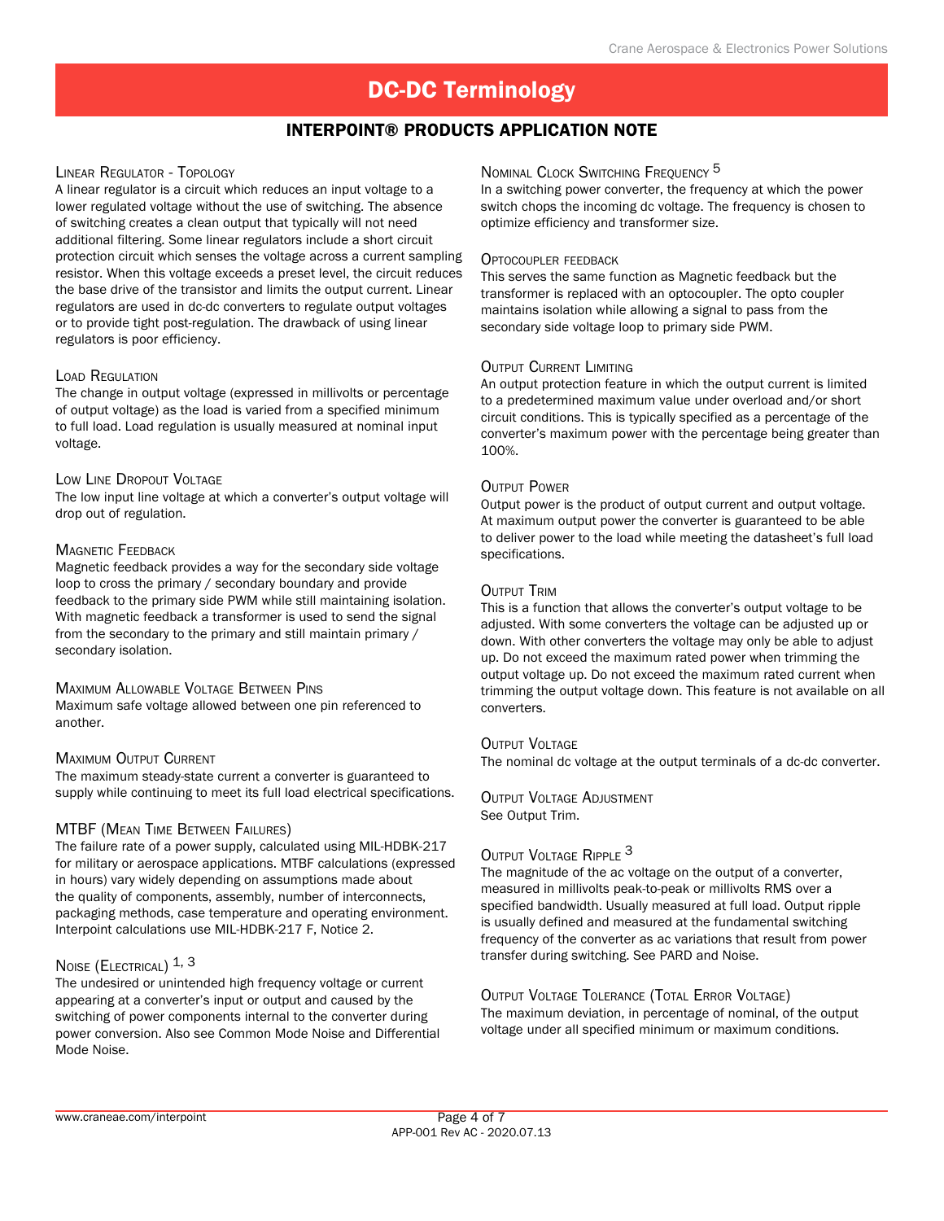# DC-DC Terminology

## INTERPOINT® PRODUCTS APPLICATION NOTE

### Linear Regulator - Topology

A linear regulator is a circuit which reduces an input voltage to a lower regulated voltage without the use of switching. The absence of switching creates a clean output that typically will not need additional filtering. Some linear regulators include a short circuit protection circuit which senses the voltage across a current sampling resistor. When this voltage exceeds a preset level, the circuit reduces the base drive of the transistor and limits the output current. Linear regulators are used in dc-dc converters to regulate output voltages or to provide tight post-regulation. The drawback of using linear regulators is poor efficiency.

### Load Regulation

The change in output voltage (expressed in millivolts or percentage of output voltage) as the load is varied from a specified minimum to full load. Load regulation is usually measured at nominal input voltage.

### Low Line Dropout Voltage

The low input line voltage at which a converter's output voltage will drop out of regulation.

### Magnetic Feedback

Magnetic feedback provides a way for the secondary side voltage loop to cross the primary / secondary boundary and provide feedback to the primary side PWM while still maintaining isolation. With magnetic feedback a transformer is used to send the signal from the secondary to the primary and still maintain primary / secondary isolation.

### Maximum Allowable Voltage Between Pins

Maximum safe voltage allowed between one pin referenced to another.

### Maximum Output Current

The maximum steady-state current a converter is guaranteed to supply while continuing to meet its full load electrical specifications.

### MTBF (Mean Time Between Failures)

The failure rate of a power supply, calculated using MIL-HDBK-217 for military or aerospace applications. MTBF calculations (expressed in hours) vary widely depending on assumptions made about the quality of components, assembly, number of interconnects, packaging methods, case temperature and operating environment. Interpoint calculations use MIL-HDBK-217 F, Notice 2.

### Noise (Electrical) [1, 3]

The undesired or unintended high frequency voltage or current appearing at a converter's input or output and caused by the switching of power components internal to the converter during power conversion. Also see Common Mode Noise and Differential Mode Noise.

### Nominal Clock Switching Frequency [5]

In a switching power converter, the frequency at which the power switch chops the incoming dc voltage. The frequency is chosen to optimize efficiency and transformer size.

### Optocoupler feedback

This serves the same function as Magnetic feedback but the transformer is replaced with an optocoupler. The opto coupler maintains isolation while allowing a signal to pass from the secondary side voltage loop to primary side PWM.

### Output Current Limiting

An output protection feature in which the output current is limited to a predetermined maximum value under overload and/or short circuit conditions. This is typically specified as a percentage of the converter's maximum power with the percentage being greater than 100%.

### Output Power

Output power is the product of output current and output voltage. At maximum output power the converter is guaranteed to be able to deliver power to the load while meeting the datasheet's full load specifications.

### Output Trim

This is a function that allows the converter's output voltage to be adjusted. With some converters the voltage can be adjusted up or down. With other converters the voltage may only be able to adjust up. Do not exceed the maximum rated power when trimming the output voltage up. Do not exceed the maximum rated current when trimming the output voltage down. This feature is not available on all converters.

### Output Voltage

The nominal dc voltage at the output terminals of a dc-dc converter.

### Output Voltage Adjustment

See Output Trim.

### Output Voltage Ripple [3]

The magnitude of the ac voltage on the output of a converter, measured in millivolts peak-to-peak or millivolts RMS over a specified bandwidth. Usually measured at full load. Output ripple is usually defined and measured at the fundamental switching frequency of the converter as ac variations that result from power transfer during switching. See PARD and Noise.

### Output Voltage Tolerance (Total Error Voltage)

The maximum deviation, in percentage of nominal, of the output voltage under all specified minimum or maximum conditions.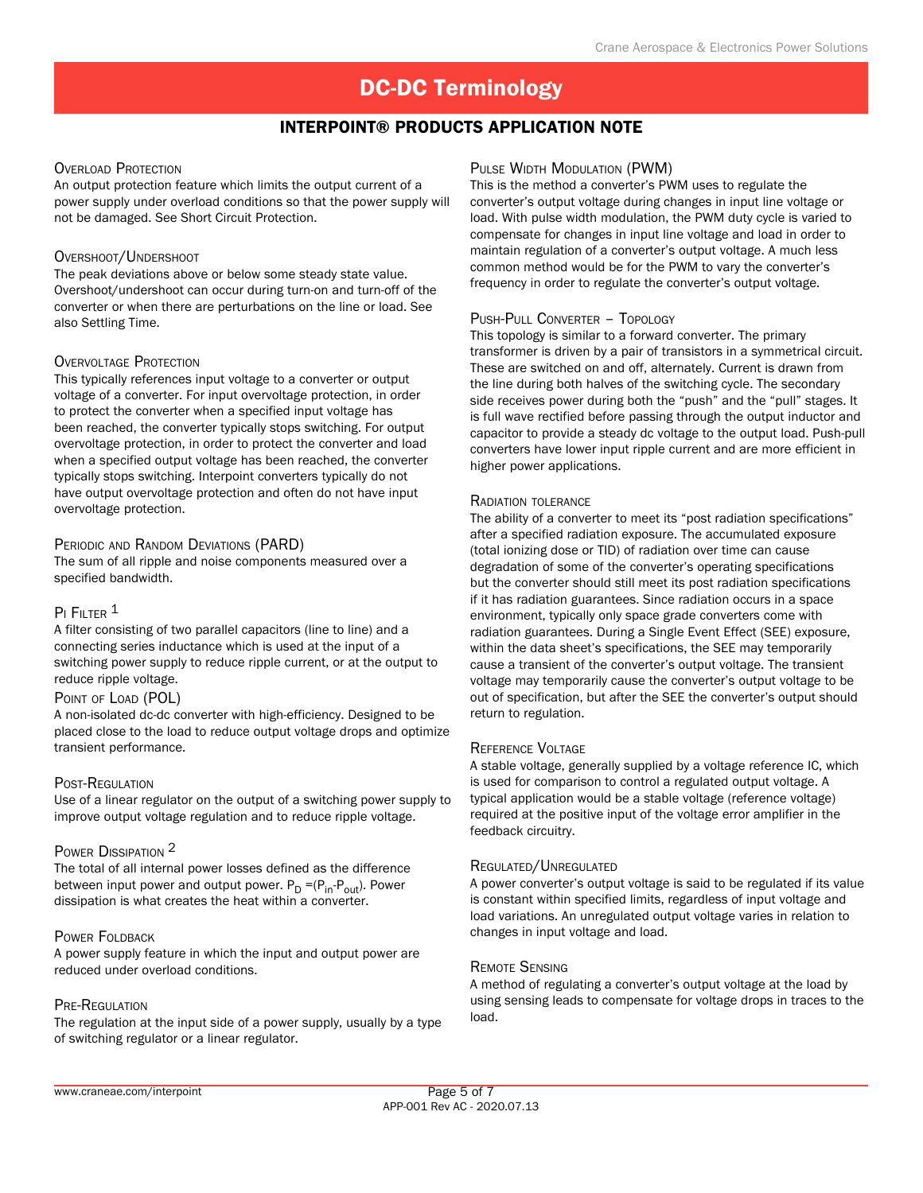# DC-DC Terminology

## INTERPOINT® PRODUCTS APPLICATION NOTE

### Overload Protection

An output protection feature which limits the output current of a power supply under overload conditions so that the power supply will not be damaged. See Short Circuit Protection.

### Overshoot/Undershoot

The peak deviations above or below some steady state value. Overshoot/undershoot can occur during turn-on and turn-off of the converter or when there are perturbations on the line or load. See also Settling Time.

### Overvoltage Protection

This typically references input voltage to a converter or output voltage of a converter. For input overvoltage protection, in order to protect the converter when a specified input voltage has been reached, the converter typically stops switching. For output overvoltage protection, in order to protect the converter and load when a specified output voltage has been reached, the converter typically stops switching. Interpoint converters typically do not have output overvoltage protection and often do not have input overvoltage protection.

### Periodic and Random Deviations (PARD)

The sum of all ripple and noise components measured over a specified bandwidth.

### Pi Filter [1]

A filter consisting of two parallel capacitors (line to line) and a connecting series inductance which is used at the input of a switching power supply to reduce ripple current, or at the output to reduce ripple voltage.

### Point of Load (POL)

A non-isolated dc-dc converter with high-efficiency. Designed to be placed close to the load to reduce output voltage drops and optimize transient performance.

### Post-Regulation

Use of a linear regulator on the output of a switching power supply to improve output voltage regulation and to reduce ripple voltage.

### Power Dissipation [2]

The total of all internal power losses defined as the difference between input power and output power. $P_D = (P_{in} - P_{out})$. Power dissipation is what creates the heat within a converter.

### Power Foldback

A power supply feature in which the input and output power are reduced under overload conditions.

### Pre-Regulation

The regulation at the input side of a power supply, usually by a type of switching regulator or a linear regulator.

### Pulse Width Modulation (PWM)

This is the method a converter's PWM uses to regulate the converter's output voltage during changes in input line voltage or load. With pulse width modulation, the PWM duty cycle is varied to compensate for changes in input line voltage and load in order to maintain regulation of a converter's output voltage. A much less common method would be for the PWM to vary the converter's frequency in order to regulate the converter's output voltage.

### Push-Pull Converter – Topology

This topology is similar to a forward converter. The primary transformer is driven by a pair of transistors in a symmetrical circuit. These are switched on and off, alternately. Current is drawn from the line during both halves of the switching cycle. The secondary side receives power during both the "push" and the "pull" stages. It is full wave rectified before passing through the output inductor and capacitor to provide a steady dc voltage to the output load. Push-pull converters have lower input ripple current and are more efficient in higher power applications.

### Radiation tolerance

The ability of a converter to meet its "post radiation specifications" after a specified radiation exposure. The accumulated exposure (total ionizing dose or TID) of radiation over time can cause degradation of some of the converter's operating specifications but the converter should still meet its post radiation specifications if it has radiation guarantees. Since radiation occurs in a space environment, typically only space grade converters come with radiation guarantees. During a Single Event Effect (SEE) exposure, within the data sheet's specifications, the SEE may temporarily cause a transient of the converter's output voltage. The transient voltage may temporarily cause the converter's output voltage to be out of specification, but after the SEE the converter's output should return to regulation.

### Reference Voltage

A stable voltage, generally supplied by a voltage reference IC, which is used for comparison to control a regulated output voltage. A typical application would be a stable voltage (reference voltage) required at the positive input of the voltage error amplifier in the feedback circuitry.

### Regulated/Unregulated

A power converter's output voltage is said to be regulated if its value is constant within specified limits, regardless of input voltage and load variations. An unregulated output voltage varies in relation to changes in input voltage and load.

### Remote Sensing

A method of regulating a converter's output voltage at the load by using sensing leads to compensate for voltage drops in traces to the load.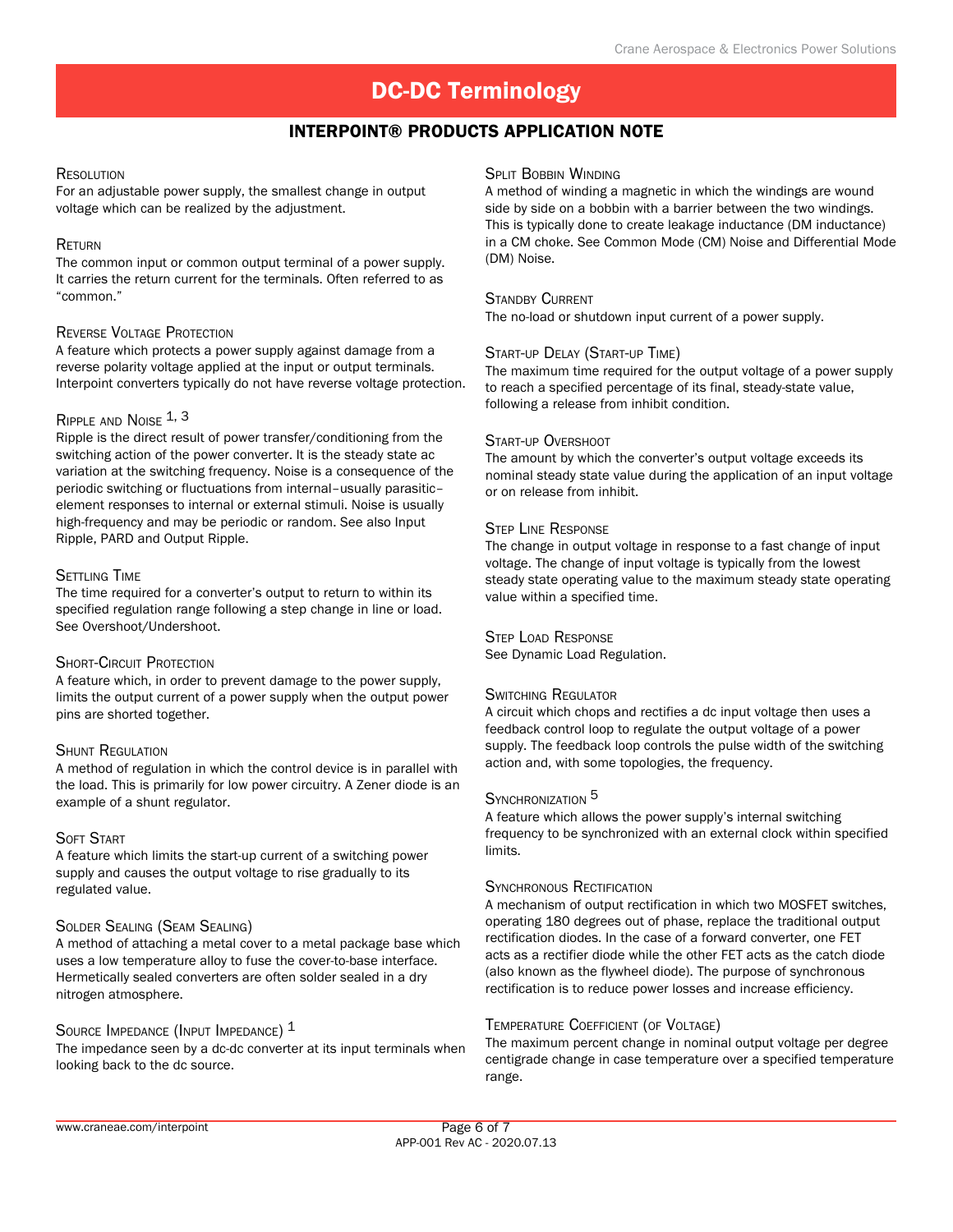# DC-DC Terminology

## INTERPOINT® PRODUCTS APPLICATION NOTE

### Resolution
For an adjustable power supply, the smallest change in output voltage which can be realized by the adjustment.

### Return
The common input or common output terminal of a power supply. It carries the return current for the terminals. Often referred to as "common."

### Reverse Voltage Protection
A feature which protects a power supply against damage from a reverse polarity voltage applied at the input or output terminals. Interpoint converters typically do not have reverse voltage protection.

### Ripple and Noise [1, 3]
Ripple is the direct result of power transfer/conditioning from the switching action of the power converter. It is the steady state ac variation at the switching frequency. Noise is a consequence of the periodic switching or fluctuations from internal–usually parasitic–element responses to internal or external stimuli. Noise is usually high-frequency and may be periodic or random. See also Input Ripple, PARD and Output Ripple.

### Settling Time
The time required for a converter's output to return to within its specified regulation range following a step change in line or load. See Overshoot/Undershoot.

### Short-Circuit Protection
A feature which, in order to prevent damage to the power supply, limits the output current of a power supply when the output power pins are shorted together.

### Shunt Regulation
A method of regulation in which the control device is in parallel with the load. This is primarily for low power circuitry. A Zener diode is an example of a shunt regulator.

### Soft Start
A feature which limits the start-up current of a switching power supply and causes the output voltage to rise gradually to its regulated value.

### Solder Sealing (Seam Sealing)
A method of attaching a metal cover to a metal package base which uses a low temperature alloy to fuse the cover-to-base interface. Hermetically sealed converters are often solder sealed in a dry nitrogen atmosphere.

### Source Impedance (Input Impedance) [1]
The impedance seen by a dc-dc converter at its input terminals when looking back to the dc source.

### Split Bobbin Winding
A method of winding a magnetic in which the windings are wound side by side on a bobbin with a barrier between the two windings. This is typically done to create leakage inductance (DM inductance) in a CM choke. See Common Mode (CM) Noise and Differential Mode (DM) Noise.

### Standby Current
The no-load or shutdown input current of a power supply.

### Start-up Delay (Start-up Time)
The maximum time required for the output voltage of a power supply to reach a specified percentage of its final, steady-state value, following a release from inhibit condition.

### Start-up Overshoot
The amount by which the converter's output voltage exceeds its nominal steady state value during the application of an input voltage or on release from inhibit.

### Step Line Response
The change in output voltage in response to a fast change of input voltage. The change of input voltage is typically from the lowest steady state operating value to the maximum steady state operating value within a specified time.

### Step Load Response
See Dynamic Load Regulation.

### Switching Regulator
A circuit which chops and rectifies a dc input voltage then uses a feedback control loop to regulate the output voltage of a power supply. The feedback loop controls the pulse width of the switching action and, with some topologies, the frequency.

### Synchronization [5]
A feature which allows the power supply's internal switching frequency to be synchronized with an external clock within specified limits.

### Synchronous Rectification
A mechanism of output rectification in which two MOSFET switches, operating 180 degrees out of phase, replace the traditional output rectification diodes. In the case of a forward converter, one FET acts as a rectifier diode while the other FET acts as the catch diode (also known as the flywheel diode). The purpose of synchronous rectification is to reduce power losses and increase efficiency.

### Temperature Coefficient (of Voltage)
The maximum percent change in nominal output voltage per degree centigrade change in case temperature over a specified temperature range.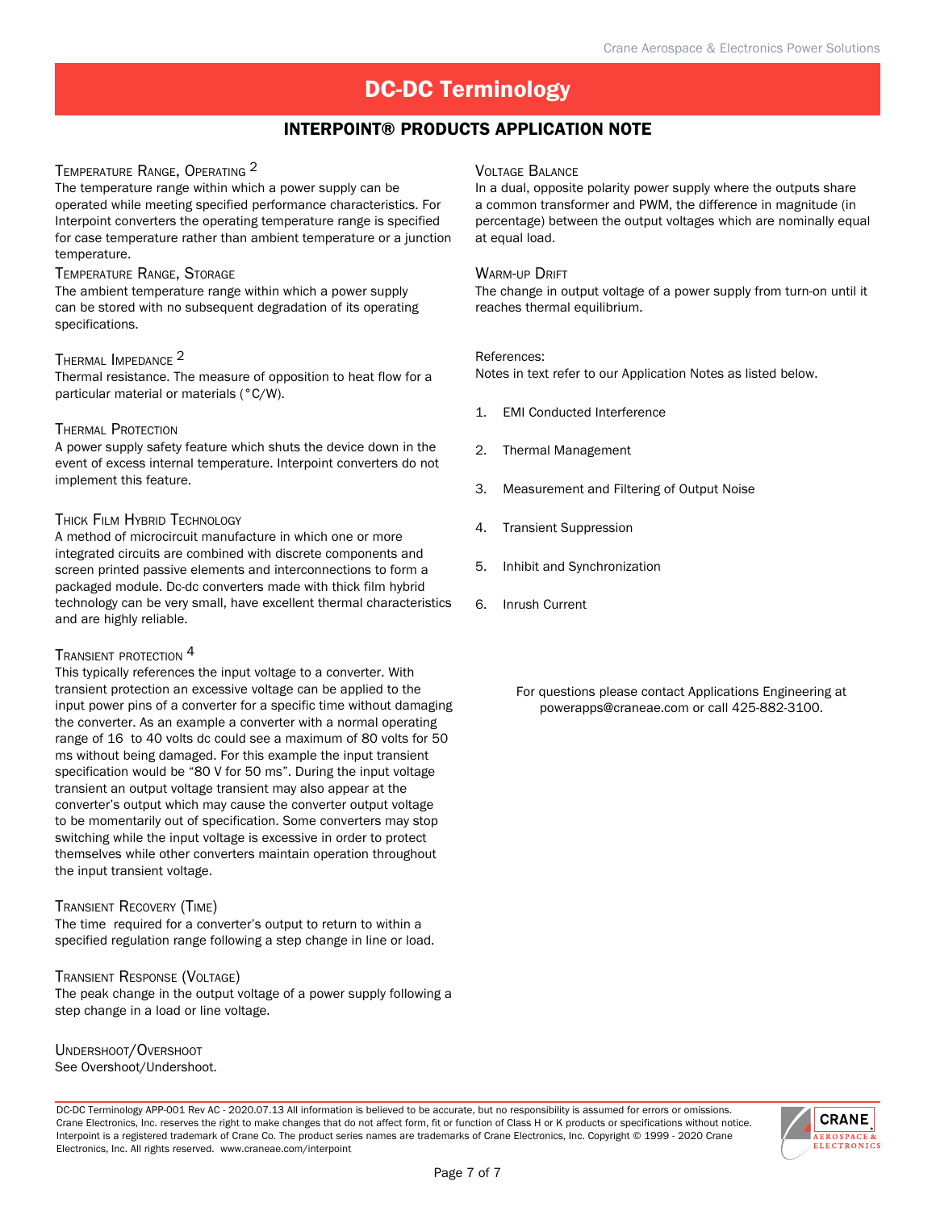# DC-DC Terminology

## INTERPOINT® PRODUCTS APPLICATION NOTE

### Temperature Range, Operating [2]

The temperature range within which a power supply can be operated while meeting specified performance characteristics. For Interpoint converters the operating temperature range is specified for case temperature rather than ambient temperature or a junction temperature.

### Temperature Range, Storage

The ambient temperature range within which a power supply can be stored with no subsequent degradation of its operating specifications.

### Thermal Impedance [2]

Thermal resistance. The measure of opposition to heat flow for a particular material or materials (°C/W).

### Thermal Protection

A power supply safety feature which shuts the device down in the event of excess internal temperature. Interpoint converters do not implement this feature.

### Thick Film Hybrid Technology

A method of microcircuit manufacture in which one or more integrated circuits are combined with discrete components and screen printed passive elements and interconnections to form a packaged module. Dc-dc converters made with thick film hybrid technology can be very small, have excellent thermal characteristics and are highly reliable.

### Transient protection [4]

This typically references the input voltage to a converter. With transient protection an excessive voltage can be applied to the input power pins of a converter for a specific time without damaging the converter. As an example a converter with a normal operating range of 16 to 40 volts dc could see a maximum of 80 volts for 50 ms without being damaged. For this example the input transient specification would be "80 V for 50 ms". During the input voltage transient an output voltage transient may also appear at the converter's output which may cause the converter output voltage to be momentarily out of specification. Some converters may stop switching while the input voltage is excessive in order to protect themselves while other converters maintain operation throughout the input transient voltage.

### Transient Recovery (Time)

The time required for a converter's output to return to within a specified regulation range following a step change in line or load.

### Transient Response (Voltage)

The peak change in the output voltage of a power supply following a step change in a load or line voltage.

### Undershoot/Overshoot

See Overshoot/Undershoot.

### Voltage Balance

In a dual, opposite polarity power supply where the outputs share a common transformer and PWM, the difference in magnitude (in percentage) between the output voltages which are nominally equal at equal load.

### Warm-up Drift

The change in output voltage of a power supply from turn-on until it reaches thermal equilibrium.

References:
Notes in text refer to our Application Notes as listed below.

1. EMI Conducted Interference
2. Thermal Management
3. Measurement and Filtering of Output Noise
4. Transient Suppression
5. Inhibit and Synchronization
6. Inrush Current

For questions please contact Applications Engineering at powerapps@craneae.com or call 425-882-3100.

DC-DC Terminology APP-001 Rev AC - 2020.07.13 All information is believed to be accurate, but no responsibility is assumed for errors or omissions. Crane Electronics, Inc. reserves the right to make changes that do not affect form, fit or function of Class H or K products or specifications without notice. Interpoint is a registered trademark of Crane Co. The product series names are trademarks of Crane Electronics, Inc. Copyright © 1999 - 2020 Crane Electronics, Inc. All rights reserved. www.craneae.com/interpoint